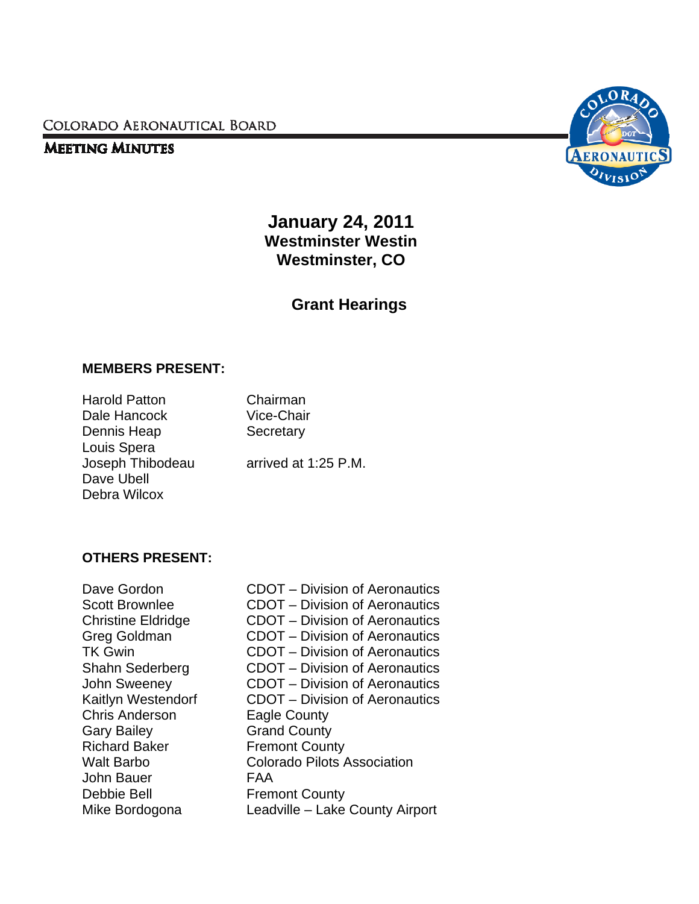# Colorado Aeronautical Board

## Meeting Minutes

**January 24, 2011**
**Westminster Westin**
**Westminster, CO**

**Grant Hearings**

### MEMBERS PRESENT:

| | |
|---|---|
| Harold Patton | Chairman |
| Dale Hancock | Vice-Chair |
| Dennis Heap | Secretary |
| Louis Spera | |
| Joseph Thibodeau | arrived at 1:25 P.M. |
| Dave Ubell | |
| Debra Wilcox | |

### OTHERS PRESENT:

| | |
|---|---|
| Dave Gordon | CDOT – Division of Aeronautics |
| Scott Brownlee | CDOT – Division of Aeronautics |
| Christine Eldridge | CDOT – Division of Aeronautics |
| Greg Goldman | CDOT – Division of Aeronautics |
| TK Gwin | CDOT – Division of Aeronautics |
| Shahn Sederberg | CDOT – Division of Aeronautics |
| John Sweeney | CDOT – Division of Aeronautics |
| Kaitlyn Westendorf | CDOT – Division of Aeronautics |
| Chris Anderson | Eagle County |
| Gary Bailey | Grand County |
| Richard Baker | Fremont County |
| Walt Barbo | Colorado Pilots Association |
| John Bauer | FAA |
| Debbie Bell | Fremont County |
| Mike Bordogona | Leadville – Lake County Airport |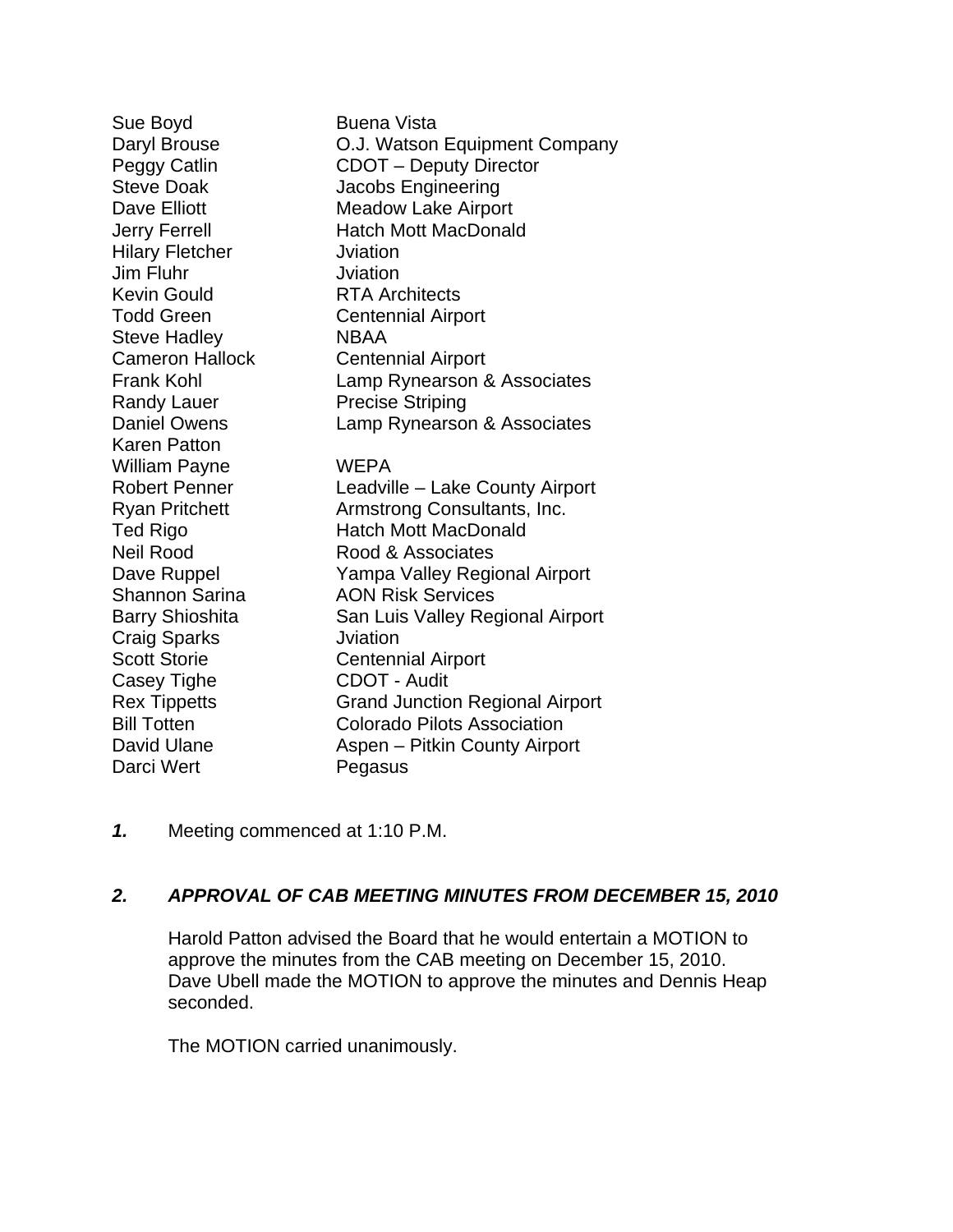| | |
|---|---|
| Sue Boyd | Buena Vista |
| Daryl Brouse | O.J. Watson Equipment Company |
| Peggy Catlin | CDOT – Deputy Director |
| Steve Doak | Jacobs Engineering |
| Dave Elliott | Meadow Lake Airport |
| Jerry Ferrell | Hatch Mott MacDonald |
| Hilary Fletcher | Jviation |
| Jim Fluhr | Jviation |
| Kevin Gould | RTA Architects |
| Todd Green | Centennial Airport |
| Steve Hadley | NBAA |
| Cameron Hallock | Centennial Airport |
| Frank Kohl | Lamp Rynearson & Associates |
| Randy Lauer | Precise Striping |
| Daniel Owens | Lamp Rynearson & Associates |
| Karen Patton | |
| William Payne | WEPA |
| Robert Penner | Leadville – Lake County Airport |
| Ryan Pritchett | Armstrong Consultants, Inc. |
| Ted Rigo | Hatch Mott MacDonald |
| Neil Rood | Rood & Associates |
| Dave Ruppel | Yampa Valley Regional Airport |
| Shannon Sarina | AON Risk Services |
| Barry Shioshita | San Luis Valley Regional Airport |
| Craig Sparks | Jviation |
| Scott Storie | Centennial Airport |
| Casey Tighe | CDOT - Audit |
| Rex Tippetts | Grand Junction Regional Airport |
| Bill Totten | Colorado Pilots Association |
| David Ulane | Aspen – Pitkin County Airport |
| Darci Wert | Pegasus |

***1.*** Meeting commenced at 1:10 P.M.

## *2. APPROVAL OF CAB MEETING MINUTES FROM DECEMBER 15, 2010*

Harold Patton advised the Board that he would entertain a MOTION to approve the minutes from the CAB meeting on December 15, 2010. Dave Ubell made the MOTION to approve the minutes and Dennis Heap seconded.

The MOTION carried unanimously.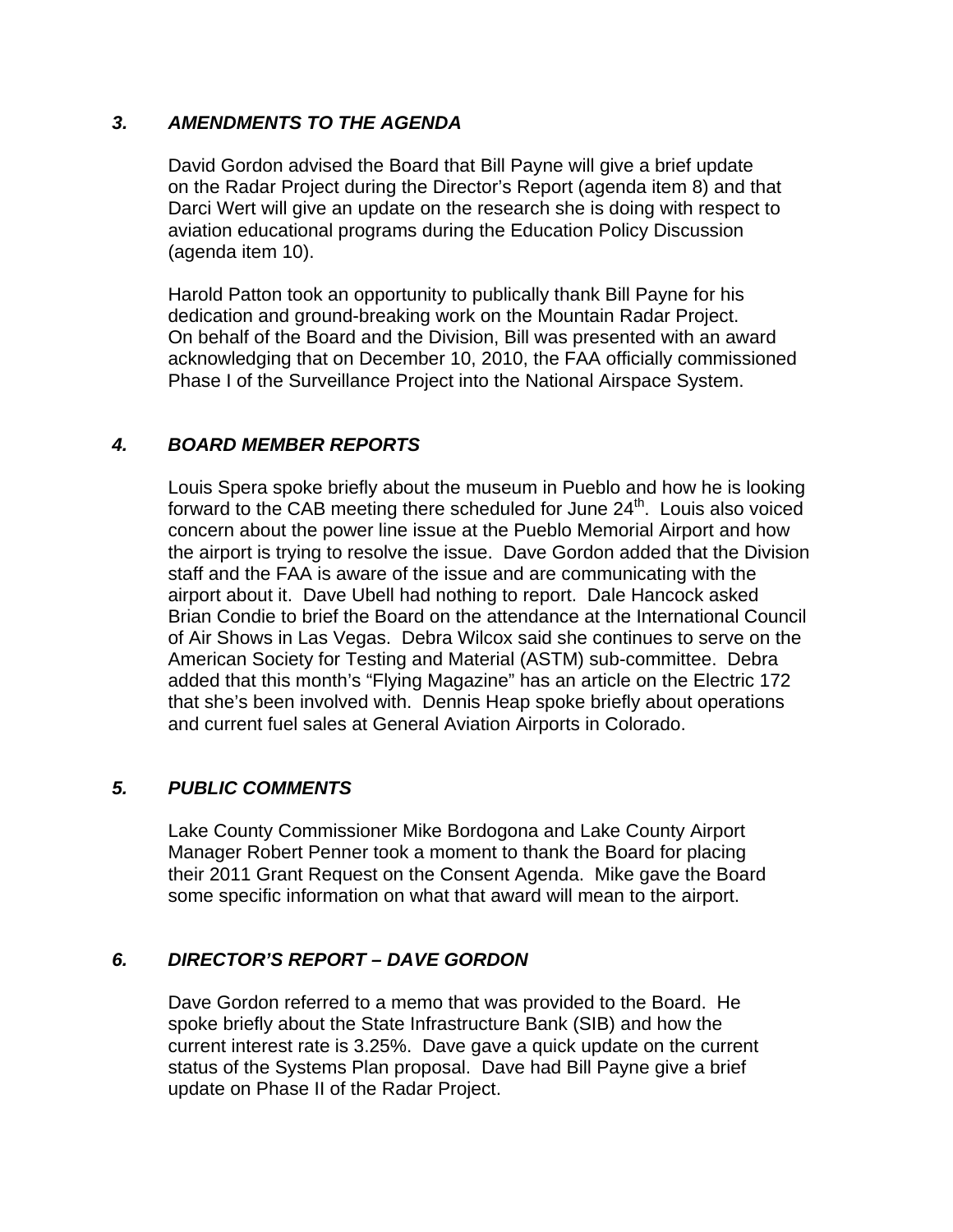### *3. AMENDMENTS TO THE AGENDA*

David Gordon advised the Board that Bill Payne will give a brief update on the Radar Project during the Director's Report (agenda item 8) and that Darci Wert will give an update on the research she is doing with respect to aviation educational programs during the Education Policy Discussion (agenda item 10).

Harold Patton took an opportunity to publically thank Bill Payne for his dedication and ground-breaking work on the Mountain Radar Project. On behalf of the Board and the Division, Bill was presented with an award acknowledging that on December 10, 2010, the FAA officially commissioned Phase I of the Surveillance Project into the National Airspace System.

### *4. BOARD MEMBER REPORTS*

Louis Spera spoke briefly about the museum in Pueblo and how he is looking forward to the CAB meeting there scheduled for June 24th. Louis also voiced concern about the power line issue at the Pueblo Memorial Airport and how the airport is trying to resolve the issue. Dave Gordon added that the Division staff and the FAA is aware of the issue and are communicating with the airport about it. Dave Ubell had nothing to report. Dale Hancock asked Brian Condie to brief the Board on the attendance at the International Council of Air Shows in Las Vegas. Debra Wilcox said she continues to serve on the American Society for Testing and Material (ASTM) sub-committee. Debra added that this month's "Flying Magazine" has an article on the Electric 172 that she's been involved with. Dennis Heap spoke briefly about operations and current fuel sales at General Aviation Airports in Colorado.

### *5. PUBLIC COMMENTS*

Lake County Commissioner Mike Bordogona and Lake County Airport Manager Robert Penner took a moment to thank the Board for placing their 2011 Grant Request on the Consent Agenda. Mike gave the Board some specific information on what that award will mean to the airport.

### *6. DIRECTOR'S REPORT – DAVE GORDON*

Dave Gordon referred to a memo that was provided to the Board. He spoke briefly about the State Infrastructure Bank (SIB) and how the current interest rate is 3.25%. Dave gave a quick update on the current status of the Systems Plan proposal. Dave had Bill Payne give a brief update on Phase II of the Radar Project.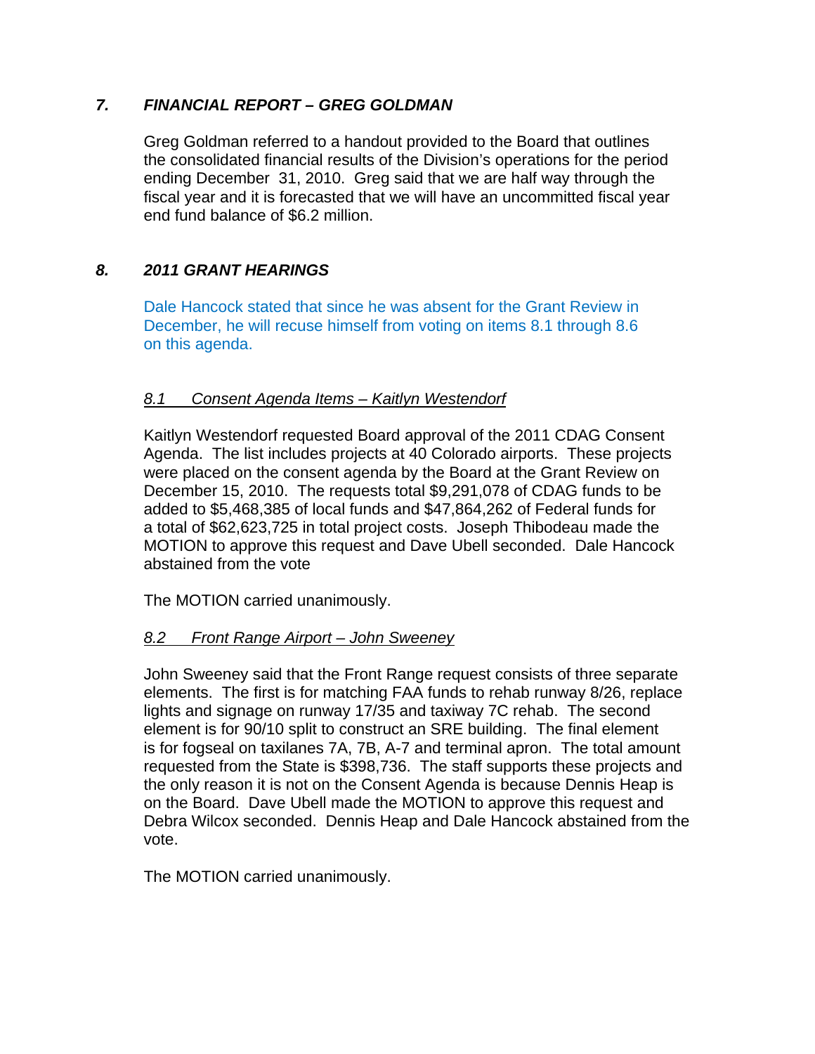## *7. FINANCIAL REPORT – GREG GOLDMAN*

Greg Goldman referred to a handout provided to the Board that outlines the consolidated financial results of the Division's operations for the period ending December 31, 2010. Greg said that we are half way through the fiscal year and it is forecasted that we will have an uncommitted fiscal year end fund balance of $6.2 million.

## *8. 2011 GRANT HEARINGS*

Dale Hancock stated that since he was absent for the Grant Review in December, he will recuse himself from voting on items 8.1 through 8.6 on this agenda.

### *8.1 Consent Agenda Items – Kaitlyn Westendorf*

Kaitlyn Westendorf requested Board approval of the 2011 CDAG Consent Agenda. The list includes projects at 40 Colorado airports. These projects were placed on the consent agenda by the Board at the Grant Review on December 15, 2010. The requests total $9,291,078 of CDAG funds to be added to $5,468,385 of local funds and $47,864,262 of Federal funds for a total of $62,623,725 in total project costs. Joseph Thibodeau made the MOTION to approve this request and Dave Ubell seconded. Dale Hancock abstained from the vote

The MOTION carried unanimously.

### *8.2 Front Range Airport – John Sweeney*

John Sweeney said that the Front Range request consists of three separate elements. The first is for matching FAA funds to rehab runway 8/26, replace lights and signage on runway 17/35 and taxiway 7C rehab. The second element is for 90/10 split to construct an SRE building. The final element is for fogseal on taxilanes 7A, 7B, A-7 and terminal apron. The total amount requested from the State is $398,736. The staff supports these projects and the only reason it is not on the Consent Agenda is because Dennis Heap is on the Board. Dave Ubell made the MOTION to approve this request and Debra Wilcox seconded. Dennis Heap and Dale Hancock abstained from the vote.

The MOTION carried unanimously.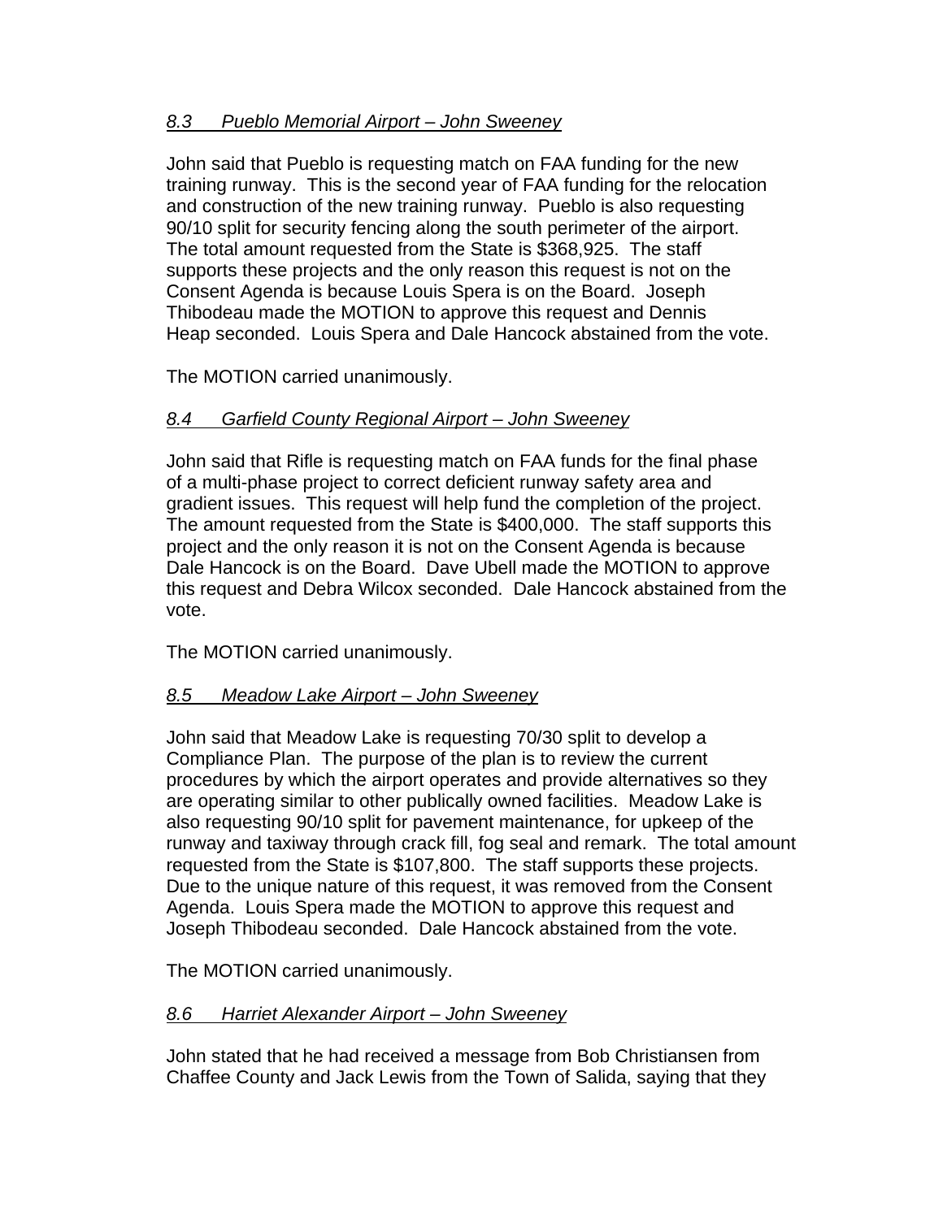*8.3 Pueblo Memorial Airport – John Sweeney*

John said that Pueblo is requesting match on FAA funding for the new training runway. This is the second year of FAA funding for the relocation and construction of the new training runway. Pueblo is also requesting 90/10 split for security fencing along the south perimeter of the airport. The total amount requested from the State is $368,925. The staff supports these projects and the only reason this request is not on the Consent Agenda is because Louis Spera is on the Board. Joseph Thibodeau made the MOTION to approve this request and Dennis Heap seconded. Louis Spera and Dale Hancock abstained from the vote.

The MOTION carried unanimously.

*8.4 Garfield County Regional Airport – John Sweeney*

John said that Rifle is requesting match on FAA funds for the final phase of a multi-phase project to correct deficient runway safety area and gradient issues. This request will help fund the completion of the project. The amount requested from the State is $400,000. The staff supports this project and the only reason it is not on the Consent Agenda is because Dale Hancock is on the Board. Dave Ubell made the MOTION to approve this request and Debra Wilcox seconded. Dale Hancock abstained from the vote.

The MOTION carried unanimously.

*8.5 Meadow Lake Airport – John Sweeney*

John said that Meadow Lake is requesting 70/30 split to develop a Compliance Plan. The purpose of the plan is to review the current procedures by which the airport operates and provide alternatives so they are operating similar to other publically owned facilities. Meadow Lake is also requesting 90/10 split for pavement maintenance, for upkeep of the runway and taxiway through crack fill, fog seal and remark. The total amount requested from the State is $107,800. The staff supports these projects. Due to the unique nature of this request, it was removed from the Consent Agenda. Louis Spera made the MOTION to approve this request and Joseph Thibodeau seconded. Dale Hancock abstained from the vote.

The MOTION carried unanimously.

*8.6 Harriet Alexander Airport – John Sweeney*

John stated that he had received a message from Bob Christiansen from Chaffee County and Jack Lewis from the Town of Salida, saying that they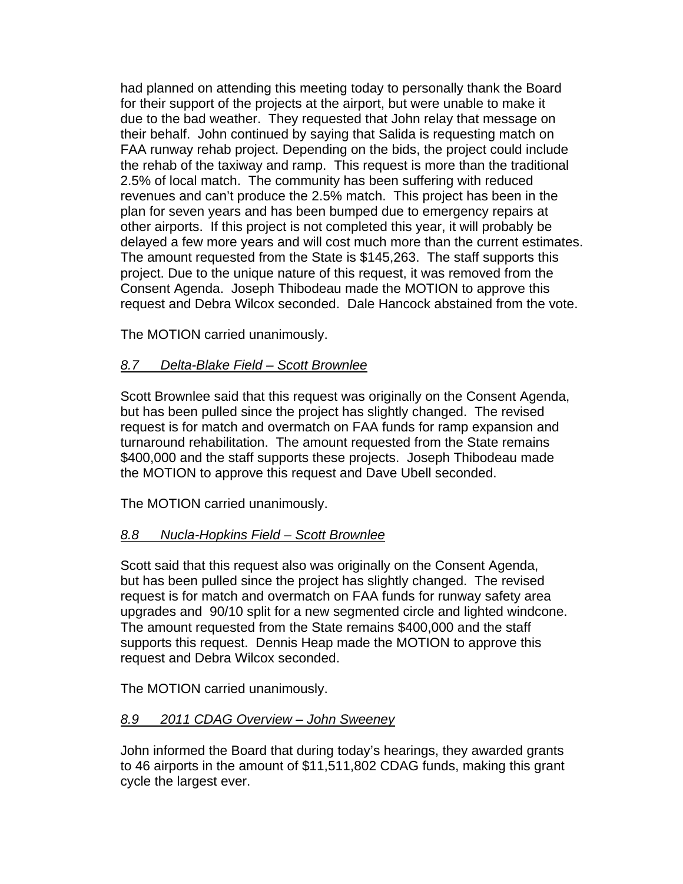had planned on attending this meeting today to personally thank the Board for their support of the projects at the airport, but were unable to make it due to the bad weather. They requested that John relay that message on their behalf. John continued by saying that Salida is requesting match on FAA runway rehab project. Depending on the bids, the project could include the rehab of the taxiway and ramp. This request is more than the traditional 2.5% of local match. The community has been suffering with reduced revenues and can't produce the 2.5% match. This project has been in the plan for seven years and has been bumped due to emergency repairs at other airports. If this project is not completed this year, it will probably be delayed a few more years and will cost much more than the current estimates. The amount requested from the State is $145,263. The staff supports this project. Due to the unique nature of this request, it was removed from the Consent Agenda. Joseph Thibodeau made the MOTION to approve this request and Debra Wilcox seconded. Dale Hancock abstained from the vote.

The MOTION carried unanimously.

### *8.7 Delta-Blake Field – Scott Brownlee*

Scott Brownlee said that this request was originally on the Consent Agenda, but has been pulled since the project has slightly changed. The revised request is for match and overmatch on FAA funds for ramp expansion and turnaround rehabilitation. The amount requested from the State remains $400,000 and the staff supports these projects. Joseph Thibodeau made the MOTION to approve this request and Dave Ubell seconded.

The MOTION carried unanimously.

### *8.8 Nucla-Hopkins Field – Scott Brownlee*

Scott said that this request also was originally on the Consent Agenda, but has been pulled since the project has slightly changed. The revised request is for match and overmatch on FAA funds for runway safety area upgrades and 90/10 split for a new segmented circle and lighted windcone. The amount requested from the State remains $400,000 and the staff supports this request. Dennis Heap made the MOTION to approve this request and Debra Wilcox seconded.

The MOTION carried unanimously.

### *8.9 2011 CDAG Overview – John Sweeney*

John informed the Board that during today's hearings, they awarded grants to 46 airports in the amount of $11,511,802 CDAG funds, making this grant cycle the largest ever.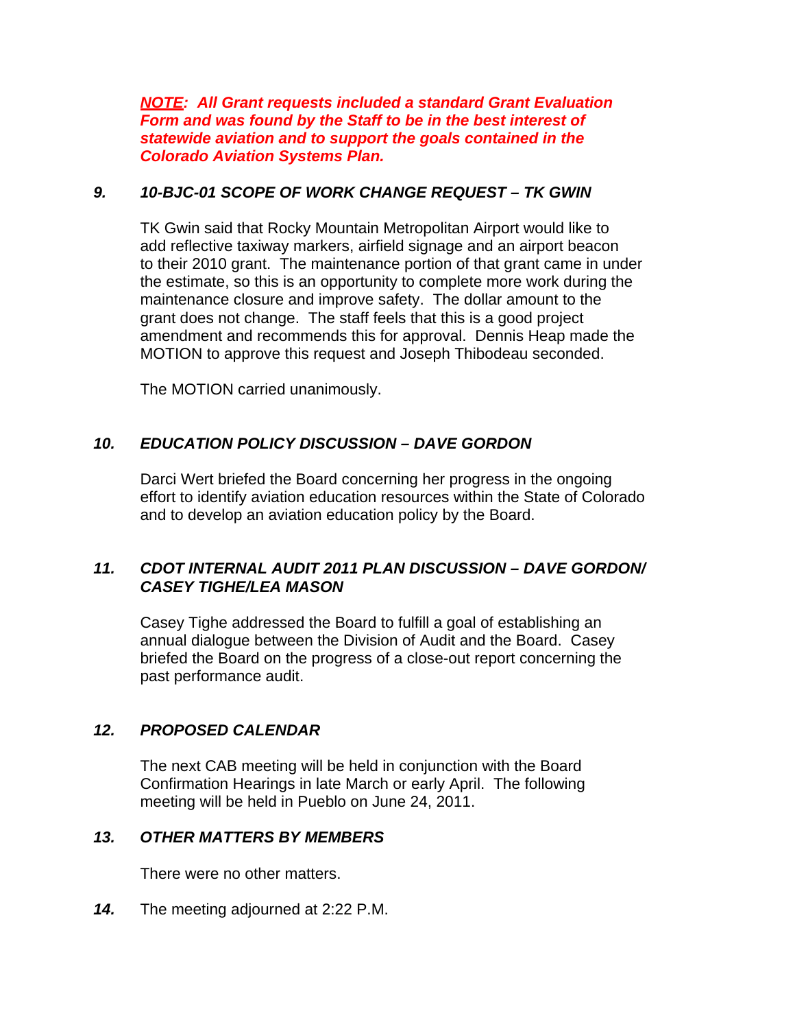***NOTE*: All Grant requests included a standard Grant Evaluation Form and was found by the Staff to be in the best interest of statewide aviation and to support the goals contained in the Colorado Aviation Systems Plan.**

### *9. 10-BJC-01 SCOPE OF WORK CHANGE REQUEST – TK GWIN*

TK Gwin said that Rocky Mountain Metropolitan Airport would like to add reflective taxiway markers, airfield signage and an airport beacon to their 2010 grant. The maintenance portion of that grant came in under the estimate, so this is an opportunity to complete more work during the maintenance closure and improve safety. The dollar amount to the grant does not change. The staff feels that this is a good project amendment and recommends this for approval. Dennis Heap made the MOTION to approve this request and Joseph Thibodeau seconded.

The MOTION carried unanimously.

### *10. EDUCATION POLICY DISCUSSION – DAVE GORDON*

Darci Wert briefed the Board concerning her progress in the ongoing effort to identify aviation education resources within the State of Colorado and to develop an aviation education policy by the Board.

### *11. CDOT INTERNAL AUDIT 2011 PLAN DISCUSSION – DAVE GORDON/ CASEY TIGHE/LEA MASON*

Casey Tighe addressed the Board to fulfill a goal of establishing an annual dialogue between the Division of Audit and the Board. Casey briefed the Board on the progress of a close-out report concerning the past performance audit.

### *12. PROPOSED CALENDAR*

The next CAB meeting will be held in conjunction with the Board Confirmation Hearings in late March or early April. The following meeting will be held in Pueblo on June 24, 2011.

### *13. OTHER MATTERS BY MEMBERS*

There were no other matters.

***14.*** The meeting adjourned at 2:22 P.M.